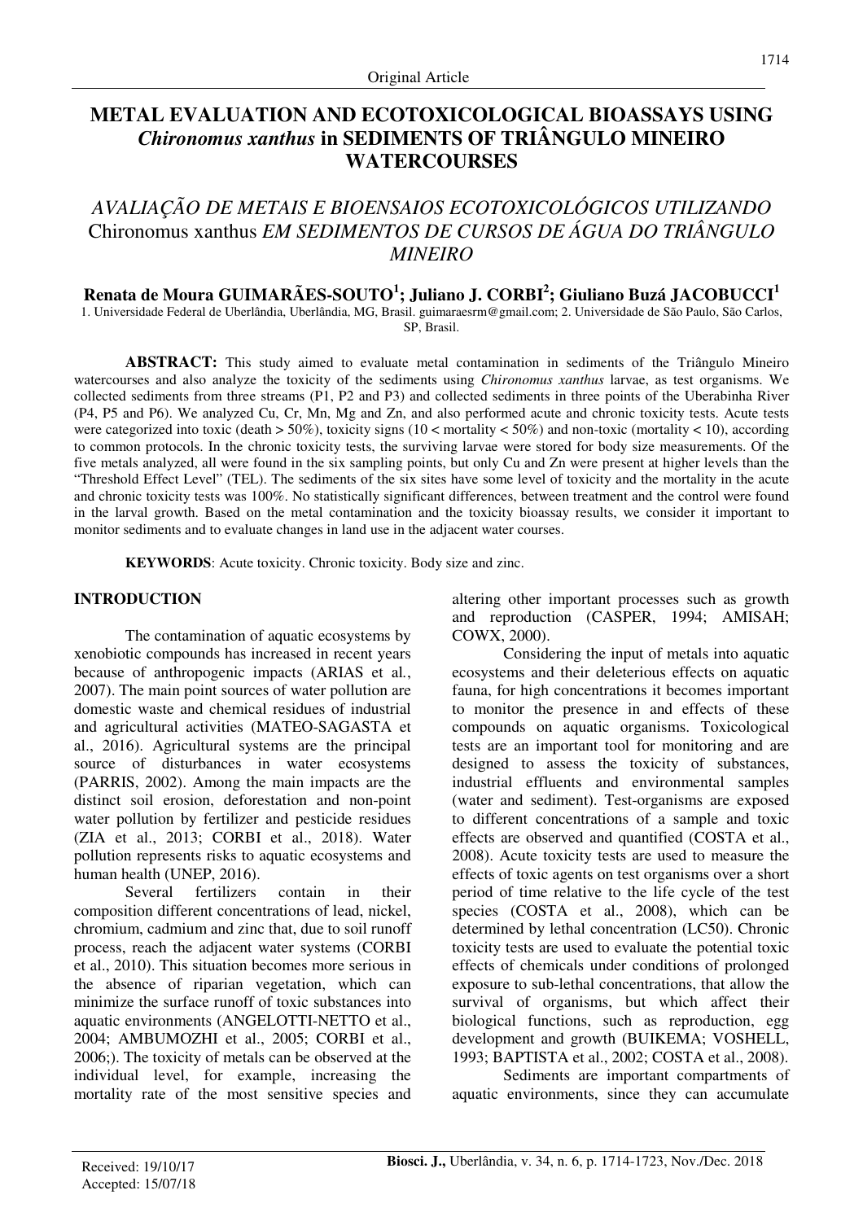Original Article

# METAL EVALUATION AND ECOTOXICOLOGICAL BIOASSAYS USING *Chironomus xanthus* in SEDIMENTS OF TRIÂNGULO MINEIRO WATERCOURSES

## *AVALIAÇÃO DE METAIS E BIOENSAIOS ECOTOXICOLÓGICOS UTILIZANDO* Chironomus xanthus *EM SEDIMENTOS DE CURSOS DE ÁGUA DO TRIÂNGULO MINEIRO*

**Renata de Moura GUIMARÃES-SOUTO[1]; Juliano J. CORBI[2]; Giuliano Buzá JACOBUCCI[1]**

1. Universidade Federal de Uberlândia, Uberlândia, MG, Brasil. guimaraesrm@gmail.com; 2. Universidade de São Paulo, São Carlos, SP, Brasil.

**ABSTRACT:** This study aimed to evaluate metal contamination in sediments of the Triângulo Mineiro watercourses and also analyze the toxicity of the sediments using *Chironomus xanthus* larvae, as test organisms. We collected sediments from three streams (P1, P2 and P3) and collected sediments in three points of the Uberabinha River (P4, P5 and P6). We analyzed Cu, Cr, Mn, Mg and Zn, and also performed acute and chronic toxicity tests. Acute tests were categorized into toxic (death > 50%), toxicity signs (10 < mortality < 50%) and non-toxic (mortality < 10), according to common protocols. In the chronic toxicity tests, the surviving larvae were stored for body size measurements. Of the five metals analyzed, all were found in the six sampling points, but only Cu and Zn were present at higher levels than the "Threshold Effect Level" (TEL). The sediments of the six sites have some level of toxicity and the mortality in the acute and chronic toxicity tests was 100%. No statistically significant differences, between treatment and the control were found in the larval growth. Based on the metal contamination and the toxicity bioassay results, we consider it important to monitor sediments and to evaluate changes in land use in the adjacent water courses.

**KEYWORDS**: Acute toxicity. Chronic toxicity. Body size and zinc.

## INTRODUCTION

The contamination of aquatic ecosystems by xenobiotic compounds has increased in recent years because of anthropogenic impacts (ARIAS et al., 2007). The main point sources of water pollution are domestic waste and chemical residues of industrial and agricultural activities (MATEO-SAGASTA et al., 2016). Agricultural systems are the principal source of disturbances in water ecosystems (PARRIS, 2002). Among the main impacts are the distinct soil erosion, deforestation and non-point water pollution by fertilizer and pesticide residues (ZIA et al., 2013; CORBI et al., 2018). Water pollution represents risks to aquatic ecosystems and human health (UNEP, 2016).

Several fertilizers contain in their composition different concentrations of lead, nickel, chromium, cadmium and zinc that, due to soil runoff process, reach the adjacent water systems (CORBI et al., 2010). This situation becomes more serious in the absence of riparian vegetation, which can minimize the surface runoff of toxic substances into aquatic environments (ANGELOTTI-NETTO et al., 2004; AMBUMOZHI et al., 2005; CORBI et al., 2006;). The toxicity of metals can be observed at the individual level, for example, increasing the mortality rate of the most sensitive species and altering other important processes such as growth and reproduction (CASPER, 1994; AMISAH; COWX, 2000).

Considering the input of metals into aquatic ecosystems and their deleterious effects on aquatic fauna, for high concentrations it becomes important to monitor the presence in and effects of these compounds on aquatic organisms. Toxicological tests are an important tool for monitoring and are designed to assess the toxicity of substances, industrial effluents and environmental samples (water and sediment). Test-organisms are exposed to different concentrations of a sample and toxic effects are observed and quantified (COSTA et al., 2008). Acute toxicity tests are used to measure the effects of toxic agents on test organisms over a short period of time relative to the life cycle of the test species (COSTA et al., 2008), which can be determined by lethal concentration (LC50). Chronic toxicity tests are used to evaluate the potential toxic effects of chemicals under conditions of prolonged exposure to sub-lethal concentrations, that allow the survival of organisms, but which affect their biological functions, such as reproduction, egg development and growth (BUIKEMA; VOSHELL, 1993; BAPTISTA et al., 2002; COSTA et al., 2008).

Sediments are important compartments of aquatic environments, since they can accumulate

Received: 19/10/17
Accepted: 15/07/18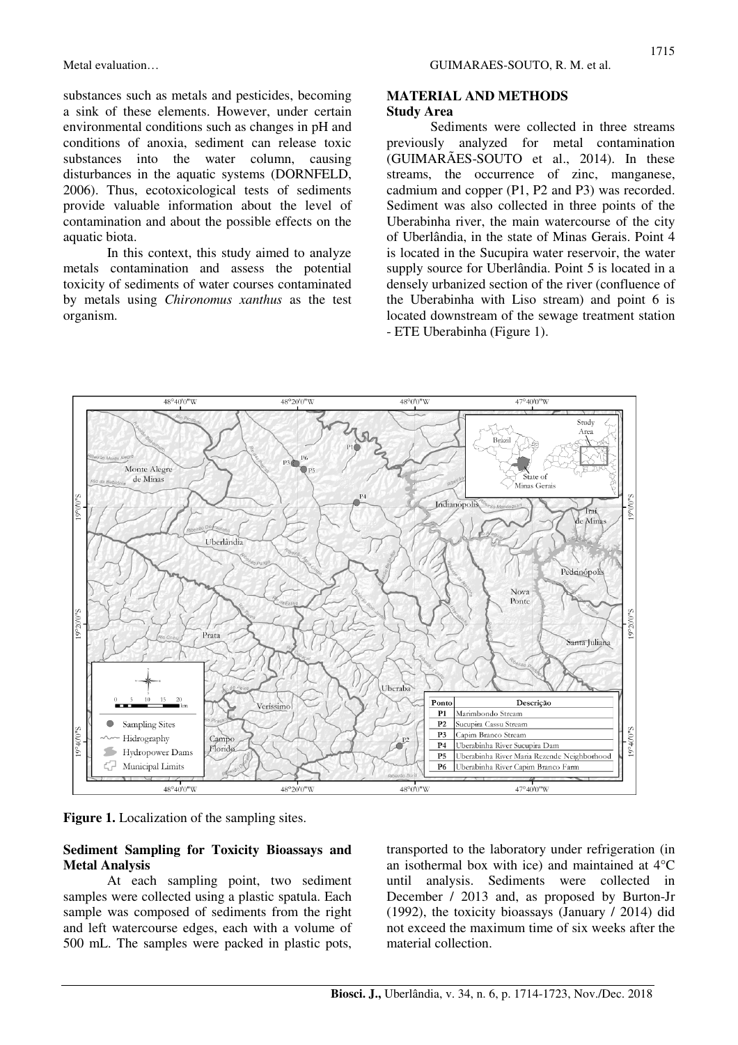substances such as metals and pesticides, becoming a sink of these elements. However, under certain environmental conditions such as changes in pH and conditions of anoxia, sediment can release toxic substances into the water column, causing disturbances in the aquatic systems (DORNFELD, 2006). Thus, ecotoxicological tests of sediments provide valuable information about the level of contamination and about the possible effects on the aquatic biota.

In this context, this study aimed to analyze metals contamination and assess the potential toxicity of sediments of water courses contaminated by metals using *Chironomus xanthus* as the test organism.

## MATERIAL AND METHODS

### Study Area

Sediments were collected in three streams previously analyzed for metal contamination (GUIMARÃES-SOUTO et al., 2014). In these streams, the occurrence of zinc, manganese, cadmium and copper (P1, P2 and P3) was recorded. Sediment was also collected in three points of the Uberabinha river, the main watercourse of the city of Uberlândia, in the state of Minas Gerais. Point 4 is located in the Sucupira water reservoir, the water supply source for Uberlândia. Point 5 is located in a densely urbanized section of the river (confluence of the Uberabinha with Liso stream) and point 6 is located downstream of the sewage treatment station - ETE Uberabinha (Figure 1).

| Ponto | Descrição |
|---|---|
| P1 | Marimbondo Stream |
| P2 | Sucupira Cassu Stream |
| P3 | Capim Branco Stream |
| P4 | Uberabinha River Sucupira Dam |
| P5 | Uberabinha River Maria Rezende Neighborhood |
| P6 | Uberabinha River Capim Branco Farm |

**Figure 1.** Localization of the sampling sites.

### Sediment Sampling for Toxicity Bioassays and Metal Analysis

At each sampling point, two sediment samples were collected using a plastic spatula. Each sample was composed of sediments from the right and left watercourse edges, each with a volume of 500 mL. The samples were packed in plastic pots, transported to the laboratory under refrigeration (in an isothermal box with ice) and maintained at 4°C until analysis. Sediments were collected in December / 2013 and, as proposed by Burton-Jr (1992), the toxicity bioassays (January / 2014) did not exceed the maximum time of six weeks after the material collection.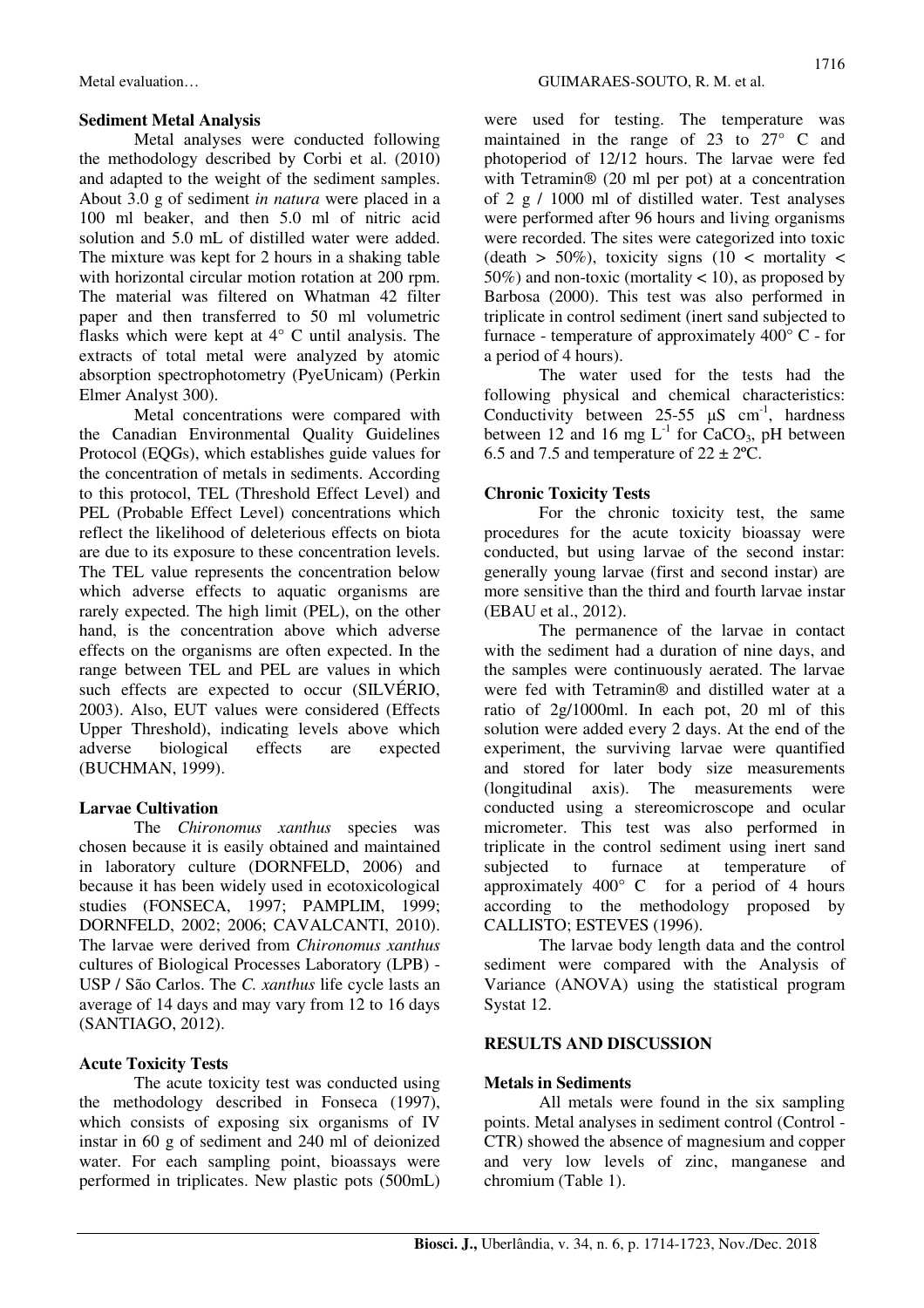**Sediment Metal Analysis**

Metal analyses were conducted following the methodology described by Corbi et al. (2010) and adapted to the weight of the sediment samples. About 3.0 g of sediment *in natura* were placed in a 100 ml beaker, and then 5.0 ml of nitric acid solution and 5.0 mL of distilled water were added. The mixture was kept for 2 hours in a shaking table with horizontal circular motion rotation at 200 rpm. The material was filtered on Whatman 42 filter paper and then transferred to 50 ml volumetric flasks which were kept at 4° C until analysis. The extracts of total metal were analyzed by atomic absorption spectrophotometry (PyeUnicam) (Perkin Elmer Analyst 300).

Metal concentrations were compared with the Canadian Environmental Quality Guidelines Protocol (EQGs), which establishes guide values for the concentration of metals in sediments. According to this protocol, TEL (Threshold Effect Level) and PEL (Probable Effect Level) concentrations which reflect the likelihood of deleterious effects on biota are due to its exposure to these concentration levels. The TEL value represents the concentration below which adverse effects to aquatic organisms are rarely expected. The high limit (PEL), on the other hand, is the concentration above which adverse effects on the organisms are often expected. In the range between TEL and PEL are values in which such effects are expected to occur (SILVÉRIO, 2003). Also, EUT values were considered (Effects Upper Threshold), indicating levels above which adverse biological effects are expected (BUCHMAN, 1999).

**Larvae Cultivation**

The *Chironomus xanthus* species was chosen because it is easily obtained and maintained in laboratory culture (DORNFELD, 2006) and because it has been widely used in ecotoxicological studies (FONSECA, 1997; PAMPLIM, 1999; DORNFELD, 2002; 2006; CAVALCANTI, 2010). The larvae were derived from *Chironomus xanthus* cultures of Biological Processes Laboratory (LPB) - USP / São Carlos. The *C. xanthus* life cycle lasts an average of 14 days and may vary from 12 to 16 days (SANTIAGO, 2012).

**Acute Toxicity Tests**

The acute toxicity test was conducted using the methodology described in Fonseca (1997), which consists of exposing six organisms of IV instar in 60 g of sediment and 240 ml of deionized water. For each sampling point, bioassays were performed in triplicates. New plastic pots (500mL) were used for testing. The temperature was maintained in the range of 23 to 27° C and photoperiod of 12/12 hours. The larvae were fed with Tetramin® (20 ml per pot) at a concentration of 2 g / 1000 ml of distilled water. Test analyses were performed after 96 hours and living organisms were recorded. The sites were categorized into toxic (death > 50%), toxicity signs (10 < mortality < 50%) and non-toxic (mortality < 10), as proposed by Barbosa (2000). This test was also performed in triplicate in control sediment (inert sand subjected to furnace - temperature of approximately 400° C - for a period of 4 hours).

The water used for the tests had the following physical and chemical characteristics: Conductivity between 25-55 $\mu S\ cm^{-1}$, hardness between 12 and 16 mg $L^{-1}$ for $CaCO_3$, pH between 6.5 and 7.5 and temperature of 22 ± 2ºC.

**Chronic Toxicity Tests**

For the chronic toxicity test, the same procedures for the acute toxicity bioassay were conducted, but using larvae of the second instar: generally young larvae (first and second instar) are more sensitive than the third and fourth larvae instar (EBAU et al., 2012).

The permanence of the larvae in contact with the sediment had a duration of nine days, and the samples were continuously aerated. The larvae were fed with Tetramin® and distilled water at a ratio of 2g/1000ml. In each pot, 20 ml of this solution were added every 2 days. At the end of the experiment, the surviving larvae were quantified and stored for later body size measurements (longitudinal axis). The measurements were conducted using a stereomicroscope and ocular micrometer. This test was also performed in triplicate in the control sediment using inert sand subjected to furnace at temperature of approximately 400° C for a period of 4 hours according to the methodology proposed by CALLISTO; ESTEVES (1996).

The larvae body length data and the control sediment were compared with the Analysis of Variance (ANOVA) using the statistical program Systat 12.

## RESULTS AND DISCUSSION

**Metals in Sediments**

All metals were found in the six sampling points. Metal analyses in sediment control (Control - CTR) showed the absence of magnesium and copper and very low levels of zinc, manganese and chromium (Table 1).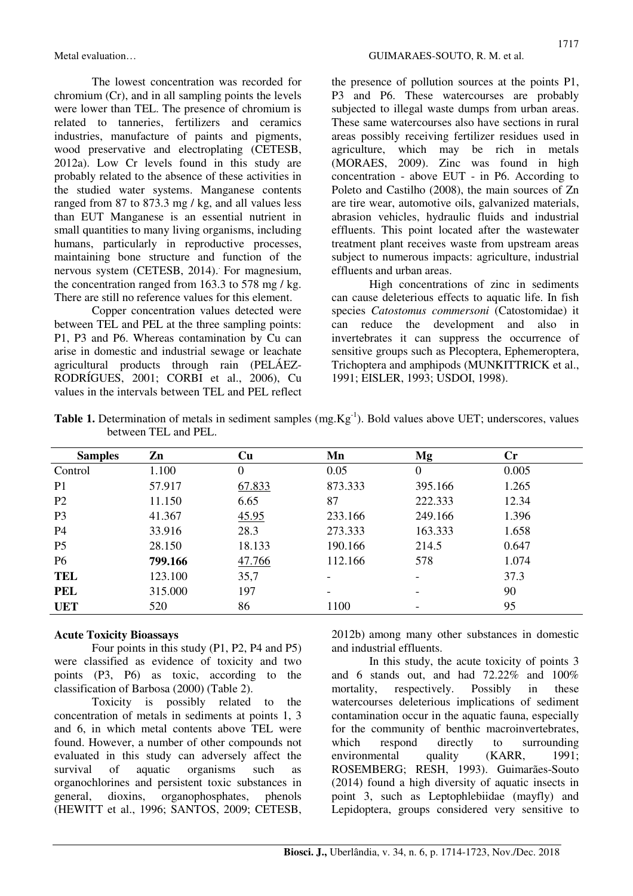The lowest concentration was recorded for chromium (Cr), and in all sampling points the levels were lower than TEL. The presence of chromium is related to tanneries, fertilizers and ceramics industries, manufacture of paints and pigments, wood preservative and electroplating (CETESB, 2012a). Low Cr levels found in this study are probably related to the absence of these activities in the studied water systems. Manganese contents ranged from 87 to 873.3 mg / kg, and all values less than EUT Manganese is an essential nutrient in small quantities to many living organisms, including humans, particularly in reproductive processes, maintaining bone structure and function of the nervous system (CETESB, 2014).. For magnesium, the concentration ranged from 163.3 to 578 mg / kg. There are still no reference values for this element.

Copper concentration values detected were between TEL and PEL at the three sampling points: P1, P3 and P6. Whereas contamination by Cu can arise in domestic and industrial sewage or leachate agricultural products through rain (PELÁEZ-RODRÍGUES, 2001; CORBI et al., 2006), Cu values in the intervals between TEL and PEL reflect the presence of pollution sources at the points P1, P3 and P6. These watercourses are probably subjected to illegal waste dumps from urban areas. These same watercourses also have sections in rural areas possibly receiving fertilizer residues used in agriculture, which may be rich in metals (MORAES, 2009). Zinc was found in high concentration - above EUT - in P6. According to Poleto and Castilho (2008), the main sources of Zn are tire wear, automotive oils, galvanized materials, abrasion vehicles, hydraulic fluids and industrial effluents. This point located after the wastewater treatment plant receives waste from upstream areas subject to numerous impacts: agriculture, industrial effluents and urban areas.

High concentrations of zinc in sediments can cause deleterious effects to aquatic life. In fish species *Catostomus commersoni* (Catostomidae) it can reduce the development and also in invertebrates it can suppress the occurrence of sensitive groups such as Plecoptera, Ephemeroptera, Trichoptera and amphipods (MUNKITTRICK et al., 1991; EISLER, 1993; USDOI, 1998).

**Table 1.** Determination of metals in sediment samples (mg.Kg$^{-1}$). Bold values above UET; underscores, values between TEL and PEL.

| Samples | Zn | Cu | Mn | Mg | Cr |
|---|---|---|---|---|---|
| Control | 1.100 | 0 | 0.05 | 0 | 0.005 |
| P1 | 57.917 | <u>67.833</u> | 873.333 | 395.166 | 1.265 |
| P2 | 11.150 | 6.65 | 87 | 222.333 | 12.34 |
| P3 | 41.367 | <u>45.95</u> | 233.166 | 249.166 | 1.396 |
| P4 | 33.916 | 28.3 | 273.333 | 163.333 | 1.658 |
| P5 | 28.150 | 18.133 | 190.166 | 214.5 | 0.647 |
| P6 | **799.166** | <u>47.766</u> | 112.166 | 578 | 1.074 |
| **TEL** | 123.100 | 35,7 | - | - | 37.3 |
| **PEL** | 315.000 | 197 | - | - | 90 |
| **UET** | 520 | 86 | 1100 | - | 95 |

## Acute Toxicity Bioassays

Four points in this study (P1, P2, P4 and P5) were classified as evidence of toxicity and two points (P3, P6) as toxic, according to the classification of Barbosa (2000) (Table 2).

Toxicity is possibly related to the concentration of metals in sediments at points 1, 3 and 6, in which metal contents above TEL were found. However, a number of other compounds not evaluated in this study can adversely affect the survival of aquatic organisms such as organochlorines and persistent toxic substances in general, dioxins, organophosphates, phenols (HEWITT et al., 1996; SANTOS, 2009; CETESB, 2012b) among many other substances in domestic and industrial effluents.

In this study, the acute toxicity of points 3 and 6 stands out, and had 72.22% and 100% mortality, respectively. Possibly in these watercourses deleterious implications of sediment contamination occur in the aquatic fauna, especially for the community of benthic macroinvertebrates, which respond directly to surrounding environmental quality (KARR, 1991; ROSEMBERG; RESH, 1993). Guimarães-Souto (2014) found a high diversity of aquatic insects in point 3, such as Leptophlebiidae (mayfly) and Lepidoptera, groups considered very sensitive to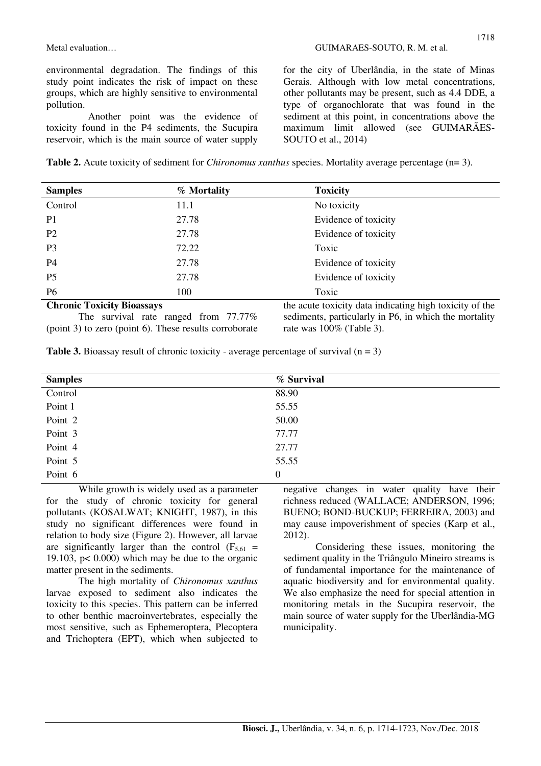environmental degradation. The findings of this study point indicates the risk of impact on these groups, which are highly sensitive to environmental pollution.

Another point was the evidence of toxicity found in the P4 sediments, the Sucupira reservoir, which is the main source of water supply for the city of Uberlândia, in the state of Minas Gerais. Although with low metal concentrations, other pollutants may be present, such as 4.4 DDE, a type of organochlorate that was found in the sediment at this point, in concentrations above the maximum limit allowed (see GUIMARÃES-SOUTO et al., 2014)

**Table 2.** Acute toxicity of sediment for *Chironomus xanthus* species. Mortality average percentage (n= 3).

| Samples | % Mortality | Toxicity |
|---|---|---|
| Control | 11.1 | No toxicity |
| P1 | 27.78 | Evidence of toxicity |
| P2 | 27.78 | Evidence of toxicity |
| P3 | 72.22 | Toxic |
| P4 | 27.78 | Evidence of toxicity |
| P5 | 27.78 | Evidence of toxicity |
| P6 | 100 | Toxic |

**Chronic Toxicity Bioassays**

The survival rate ranged from 77.77% (point 3) to zero (point 6). These results corroborate the acute toxicity data indicating high toxicity of the sediments, particularly in P6, in which the mortality rate was 100% (Table 3).

**Table 3.** Bioassay result of chronic toxicity - average percentage of survival (n = 3)

| Samples | % Survival |
|---|---|
| Control | 88.90 |
| Point 1 | 55.55 |
| Point 2 | 50.00 |
| Point 3 | 77.77 |
| Point 4 | 27.77 |
| Point 5 | 55.55 |
| Point 6 | 0 |

While growth is widely used as a parameter for the study of chronic toxicity for general pollutants (KOSALWAT; KNIGHT, 1987), in this study no significant differences were found in relation to body size (Figure 2). However, all larvae are significantly larger than the control ($F_{5,61}$ = 19.103, p< 0.000) which may be due to the organic matter present in the sediments.

The high mortality of *Chironomus xanthus* larvae exposed to sediment also indicates the toxicity to this species. This pattern can be inferred to other benthic macroinvertebrates, especially the most sensitive, such as Ephemeroptera, Plecoptera and Trichoptera (EPT), which when subjected to negative changes in water quality have their richness reduced (WALLACE; ANDERSON, 1996; BUENO; BOND-BUCKUP; FERREIRA, 2003) and may cause impoverishment of species (Karp et al., 2012).

Considering these issues, monitoring the sediment quality in the Triângulo Mineiro streams is of fundamental importance for the maintenance of aquatic biodiversity and for environmental quality. We also emphasize the need for special attention in monitoring metals in the Sucupira reservoir, the main source of water supply for the Uberlândia-MG municipality.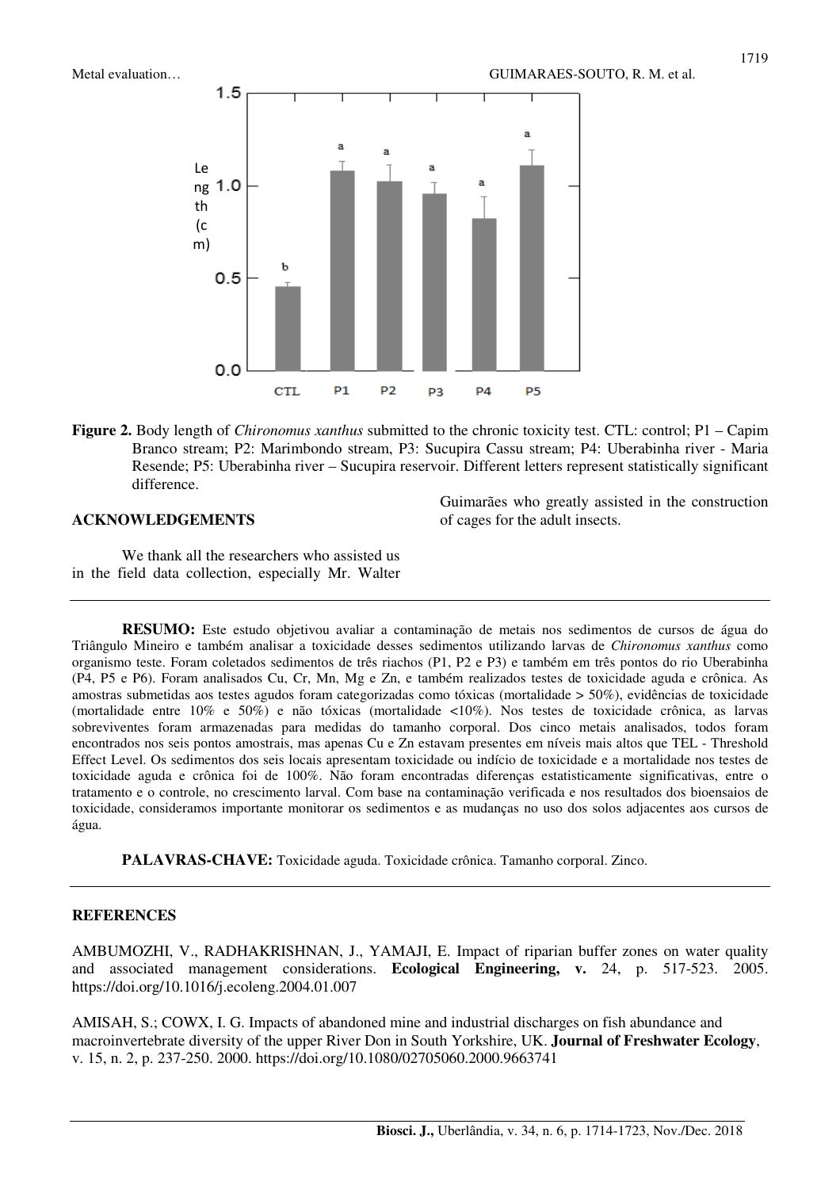**Figure 2.** Body length of *Chironomus xanthus* submitted to the chronic toxicity test. CTL: control; P1 – Capim Branco stream; P2: Marimbondo stream, P3: Sucupira Cassu stream; P4: Uberabinha river - Maria Resende; P5: Uberabinha river – Sucupira reservoir. Different letters represent statistically significant difference.

## ACKNOWLEDGEMENTS

We thank all the researchers who assisted us in the field data collection, especially Mr. Walter Guimarães who greatly assisted in the construction of cages for the adult insects.

---

**RESUMO:** Este estudo objetivou avaliar a contaminação de metais nos sedimentos de cursos de água do Triângulo Mineiro e também analisar a toxicidade desses sedimentos utilizando larvas de *Chironomus xanthus* como organismo teste. Foram coletados sedimentos de três riachos (P1, P2 e P3) e também em três pontos do rio Uberabinha (P4, P5 e P6). Foram analisados Cu, Cr, Mn, Mg e Zn, e também realizados testes de toxicidade aguda e crônica. As amostras submetidas aos testes agudos foram categorizadas como tóxicas (mortalidade > 50%), evidências de toxicidade (mortalidade entre 10% e 50%) e não tóxicas (mortalidade <10%). Nos testes de toxicidade crônica, as larvas sobreviventes foram armazenadas para medidas do tamanho corporal. Dos cinco metais analisados, todos foram encontrados nos seis pontos amostrais, mas apenas Cu e Zn estavam presentes em níveis mais altos que TEL - Threshold Effect Level. Os sedimentos dos seis locais apresentam toxicidade ou indício de toxicidade e a mortalidade nos testes de toxicidade aguda e crônica foi de 100%. Não foram encontradas diferenças estatisticamente significativas, entre o tratamento e o controle, no crescimento larval. Com base na contaminação verificada e nos resultados dos bioensaios de toxicidade, consideramos importante monitorar os sedimentos e as mudanças no uso dos solos adjacentes aos cursos de água.

**PALAVRAS-CHAVE:** Toxicidade aguda. Toxicidade crônica. Tamanho corporal. Zinco.

---

## REFERENCES

AMBUMOZHI, V., RADHAKRISHNAN, J., YAMAJI, E. Impact of riparian buffer zones on water quality and associated management considerations. **Ecological Engineering, v.** 24, p. 517-523. 2005. https://doi.org/10.1016/j.ecoleng.2004.01.007

AMISAH, S.; COWX, I. G. Impacts of abandoned mine and industrial discharges on fish abundance and macroinvertebrate diversity of the upper River Don in South Yorkshire, UK. **Journal of Freshwater Ecology**, v. 15, n. 2, p. 237-250. 2000. https://doi.org/10.1080/02705060.2000.9663741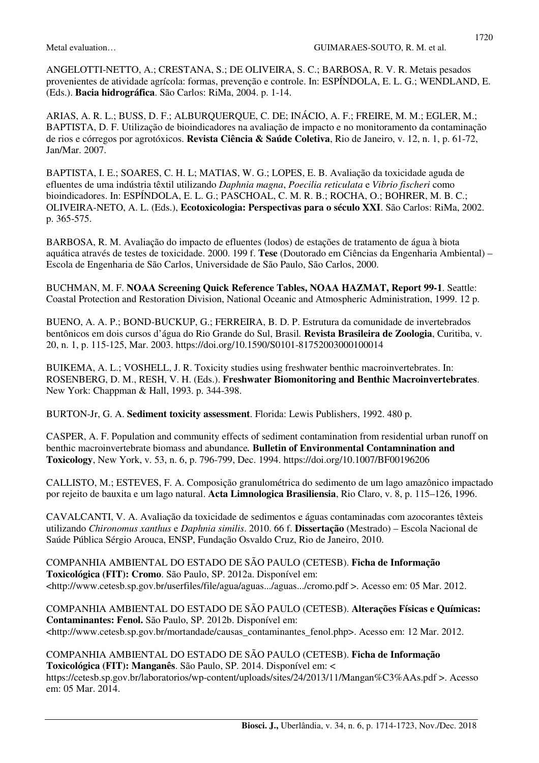ANGELOTTI-NETTO, A.; CRESTANA, S.; DE OLIVEIRA, S. C.; BARBOSA, R. V. R. Metais pesados provenientes de atividade agrícola: formas, prevenção e controle. In: ESPÍNDOLA, E. L. G.; WENDLAND, E. (Eds.). **Bacia hidrográfica**. São Carlos: RiMa, 2004. p. 1-14.

ARIAS, A. R. L.; BUSS, D. F.; ALBURQUERQUE, C. DE; INÁCIO, A. F.; FREIRE, M. M.; EGLER, M.; BAPTISTA, D. F. Utilização de bioindicadores na avaliação de impacto e no monitoramento da contaminação de rios e córregos por agrotóxicos. **Revista Ciência & Saúde Coletiva**, Rio de Janeiro, v. 12, n. 1, p. 61-72, Jan/Mar. 2007.

BAPTISTA, I. E.; SOARES, C. H. L; MATIAS, W. G.; LOPES, E. B. Avaliação da toxicidade aguda de efluentes de uma indústria têxtil utilizando *Daphnia magna*, *Poecilia reticulata* e *Vibrio fischeri* como bioindicadores. In: ESPÍNDOLA, E. L. G.; PASCHOAL, C. M. R. B.; ROCHA, O.; BOHRER, M. B. C.; OLIVEIRA-NETO, A. L. (Eds.), **Ecotoxicologia: Perspectivas para o século XXI**. São Carlos: RiMa, 2002. p. 365-575.

BARBOSA, R. M. Avaliação do impacto de efluentes (lodos) de estações de tratamento de água à biota aquática através de testes de toxicidade. 2000. 199 f. **Tese** (Doutorado em Ciências da Engenharia Ambiental) – Escola de Engenharia de São Carlos, Universidade de São Paulo, São Carlos, 2000.

BUCHMAN, M. F. **NOAA Screening Quick Reference Tables, NOAA HAZMAT, Report 99-1**. Seattle: Coastal Protection and Restoration Division, National Oceanic and Atmospheric Administration, 1999. 12 p.

BUENO, A. A. P.; BOND-BUCKUP, G.; FERREIRA, B. D. P. Estrutura da comunidade de invertebrados bentônicos em dois cursos d'água do Rio Grande do Sul, Brasil. **Revista Brasileira de Zoologia**, Curitiba, v. 20, n. 1, p. 115-125, Mar. 2003. https://doi.org/10.1590/S0101-81752003000100014

BUIKEMA, A. L.; VOSHELL, J. R. Toxicity studies using freshwater benthic macroinvertebrates. In: ROSENBERG, D. M., RESH, V. H. (Eds.). **Freshwater Biomonitoring and Benthic Macroinvertebrates**. New York: Chappman & Hall, 1993. p. 344-398.

BURTON-Jr, G. A. **Sediment toxicity assessment**. Florida: Lewis Publishers, 1992. 480 p.

CASPER, A. F. Population and community effects of sediment contamination from residential urban runoff on benthic macroinvertebrate biomass and abundance. **Bulletin of Environmental Contamnination and Toxicology**, New York, v. 53, n. 6, p. 796-799, Dec. 1994. https://doi.org/10.1007/BF00196206

CALLISTO, M.; ESTEVES, F. A. Composição granulométrica do sedimento de um lago amazônico impactado por rejeito de bauxita e um lago natural. **Acta Limnologica Brasiliensia**, Rio Claro, v. 8, p. 115–126, 1996.

CAVALCANTI, V. A. Avaliação da toxicidade de sedimentos e águas contaminadas com azocorantes têxteis utilizando *Chironomus xanthus* e *Daphnia similis*. 2010. 66 f. **Dissertação** (Mestrado) – Escola Nacional de Saúde Pública Sérgio Arouca, ENSP, Fundação Osvaldo Cruz, Rio de Janeiro, 2010.

COMPANHIA AMBIENTAL DO ESTADO DE SÃO PAULO (CETESB). **Ficha de Informação Toxicológica (FIT): Cromo**. São Paulo, SP. 2012a. Disponível em: <http://www.cetesb.sp.gov.br/userfiles/file/agua/aguas.../aguas.../cromo.pdf >. Acesso em: 05 Mar. 2012.

COMPANHIA AMBIENTAL DO ESTADO DE SÃO PAULO (CETESB). **Alterações Físicas e Químicas: Contaminantes: Fenol.** São Paulo, SP. 2012b. Disponível em: <http://www.cetesb.sp.gov.br/mortandade/causas_contaminantes_fenol.php>. Acesso em: 12 Mar. 2012.

COMPANHIA AMBIENTAL DO ESTADO DE SÃO PAULO (CETESB). **Ficha de Informação Toxicológica (FIT): Manganês**. São Paulo, SP. 2014. Disponível em: < https://cetesb.sp.gov.br/laboratorios/wp-content/uploads/sites/24/2013/11/Mangan%C3%AAs.pdf >. Acesso em: 05 Mar. 2014.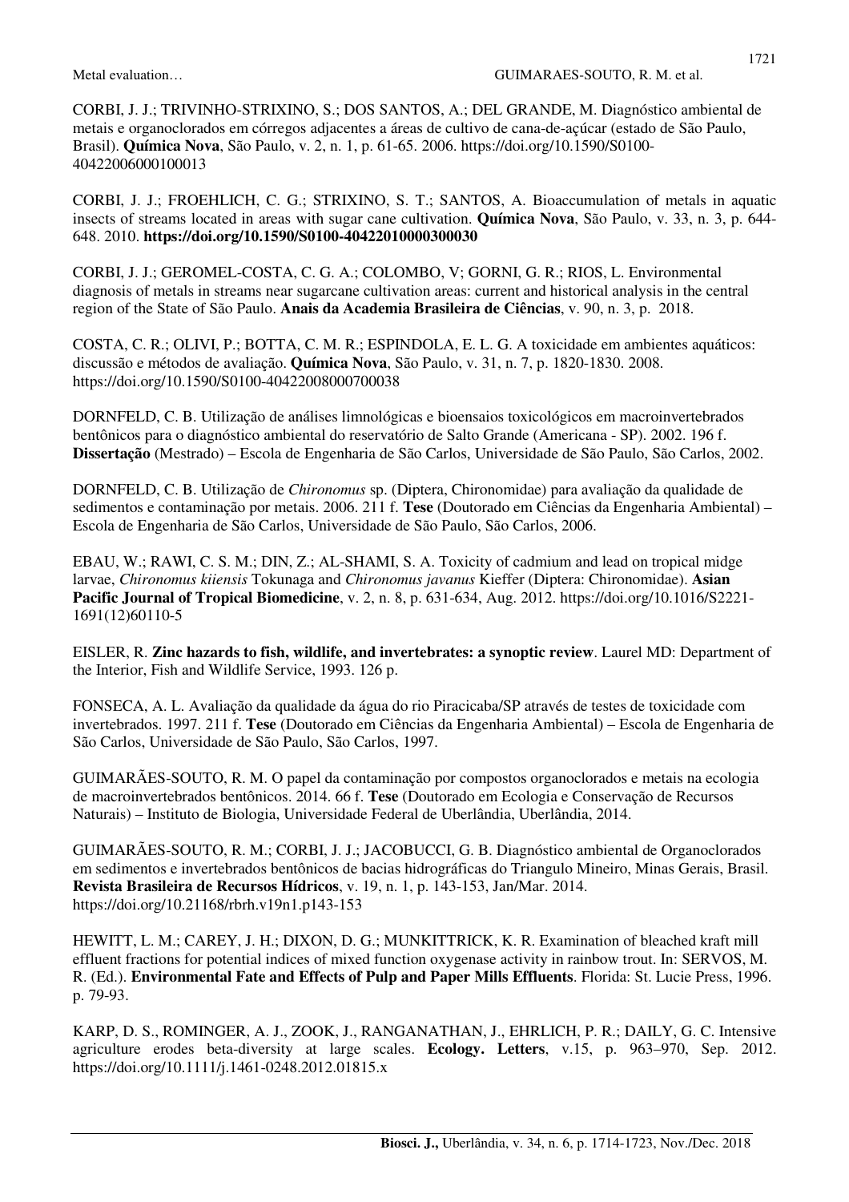CORBI, J. J.; TRIVINHO-STRIXINO, S.; DOS SANTOS, A.; DEL GRANDE, M. Diagnóstico ambiental de metais e organoclorados em córregos adjacentes a áreas de cultivo de cana-de-açúcar (estado de São Paulo, Brasil). **Química Nova**, São Paulo, v. 2, n. 1, p. 61-65. 2006. https://doi.org/10.1590/S0100-40422006000100013

CORBI, J. J.; FROEHLICH, C. G.; STRIXINO, S. T.; SANTOS, A. Bioaccumulation of metals in aquatic insects of streams located in areas with sugar cane cultivation. **Química Nova**, São Paulo, v. 33, n. 3, p. 644-648. 2010. **https://doi.org/10.1590/S0100-40422010000300030**

CORBI, J. J.; GEROMEL-COSTA, C. G. A.; COLOMBO, V; GORNI, G. R.; RIOS, L. Environmental diagnosis of metals in streams near sugarcane cultivation areas: current and historical analysis in the central region of the State of São Paulo. **Anais da Academia Brasileira de Ciências**, v. 90, n. 3, p. 2018.

COSTA, C. R.; OLIVI, P.; BOTTA, C. M. R.; ESPINDOLA, E. L. G. A toxicidade em ambientes aquáticos: discussão e métodos de avaliação. **Química Nova**, São Paulo, v. 31, n. 7, p. 1820-1830. 2008. https://doi.org/10.1590/S0100-40422008000700038

DORNFELD, C. B. Utilização de análises limnológicas e bioensaios toxicológicos em macroinvertebrados bentônicos para o diagnóstico ambiental do reservatório de Salto Grande (Americana - SP). 2002. 196 f. **Dissertação** (Mestrado) – Escola de Engenharia de São Carlos, Universidade de São Paulo, São Carlos, 2002.

DORNFELD, C. B. Utilização de *Chironomus* sp. (Diptera, Chironomidae) para avaliação da qualidade de sedimentos e contaminação por metais. 2006. 211 f. **Tese** (Doutorado em Ciências da Engenharia Ambiental) – Escola de Engenharia de São Carlos, Universidade de São Paulo, São Carlos, 2006.

EBAU, W.; RAWI, C. S. M.; DIN, Z.; AL-SHAMI, S. A. Toxicity of cadmium and lead on tropical midge larvae, *Chironomus kiiensis* Tokunaga and *Chironomus javanus* Kieffer (Diptera: Chironomidae). **Asian Pacific Journal of Tropical Biomedicine**, v. 2, n. 8, p. 631-634, Aug. 2012. https://doi.org/10.1016/S2221-1691(12)60110-5

EISLER, R. **Zinc hazards to fish, wildlife, and invertebrates: a synoptic review**. Laurel MD: Department of the Interior, Fish and Wildlife Service, 1993. 126 p.

FONSECA, A. L. Avaliação da qualidade da água do rio Piracicaba/SP através de testes de toxicidade com invertebrados. 1997. 211 f. **Tese** (Doutorado em Ciências da Engenharia Ambiental) – Escola de Engenharia de São Carlos, Universidade de São Paulo, São Carlos, 1997.

GUIMARÃES-SOUTO, R. M. O papel da contaminação por compostos organoclorados e metais na ecologia de macroinvertebrados bentônicos. 2014. 66 f. **Tese** (Doutorado em Ecologia e Conservação de Recursos Naturais) – Instituto de Biologia, Universidade Federal de Uberlândia, Uberlândia, 2014.

GUIMARÃES-SOUTO, R. M.; CORBI, J. J.; JACOBUCCI, G. B. Diagnóstico ambiental de Organoclorados em sedimentos e invertebrados bentônicos de bacias hidrográficas do Triangulo Mineiro, Minas Gerais, Brasil. **Revista Brasileira de Recursos Hídricos**, v. 19, n. 1, p. 143-153, Jan/Mar. 2014. https://doi.org/10.21168/rbrh.v19n1.p143-153

HEWITT, L. M.; CAREY, J. H.; DIXON, D. G.; MUNKITTRICK, K. R. Examination of bleached kraft mill effluent fractions for potential indices of mixed function oxygenase activity in rainbow trout. In: SERVOS, M. R. (Ed.). **Environmental Fate and Effects of Pulp and Paper Mills Effluents**. Florida: St. Lucie Press, 1996. p. 79-93.

KARP, D. S., ROMINGER, A. J., ZOOK, J., RANGANATHAN, J., EHRLICH, P. R.; DAILY, G. C. Intensive agriculture erodes beta-diversity at large scales. **Ecology. Letters**, v.15, p. 963–970, Sep. 2012. https://doi.org/10.1111/j.1461-0248.2012.01815.x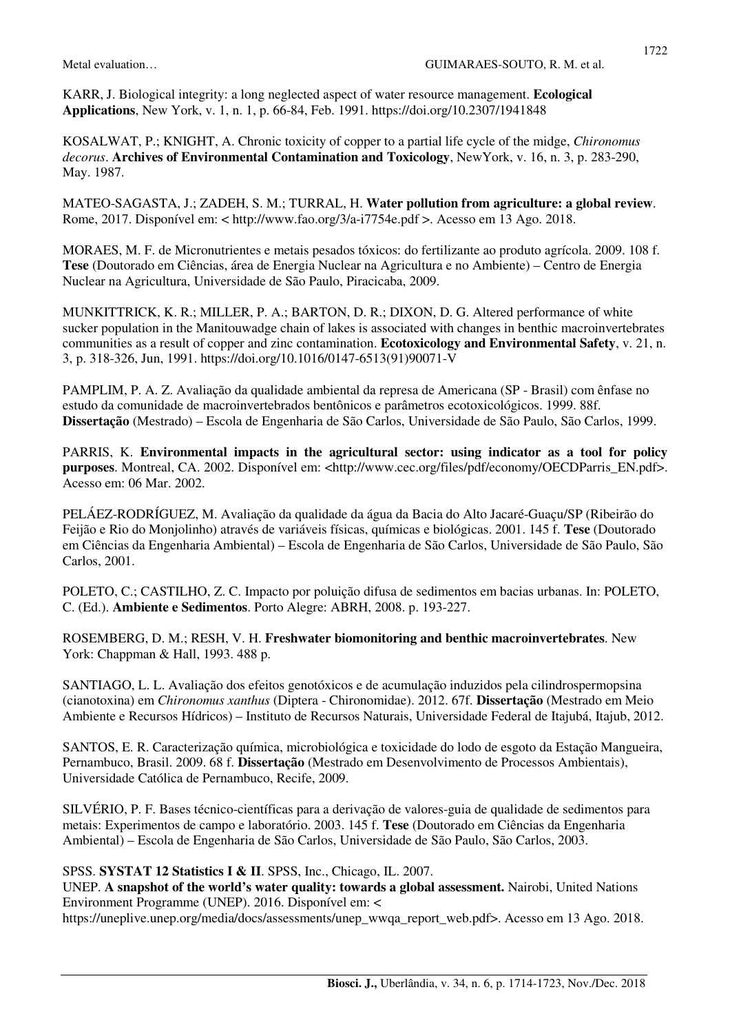KARR, J. Biological integrity: a long neglected aspect of water resource management. **Ecological Applications**, New York, v. 1, n. 1, p. 66-84, Feb. 1991. https://doi.org/10.2307/1941848

KOSALWAT, P.; KNIGHT, A. Chronic toxicity of copper to a partial life cycle of the midge, *Chironomus decorus*. **Archives of Environmental Contamination and Toxicology**, NewYork, v. 16, n. 3, p. 283-290, May. 1987.

MATEO-SAGASTA, J.; ZADEH, S. M.; TURRAL, H. **Water pollution from agriculture: a global review**. Rome, 2017. Disponível em: < http://www.fao.org/3/a-i7754e.pdf >. Acesso em 13 Ago. 2018.

MORAES, M. F. de Micronutrientes e metais pesados tóxicos: do fertilizante ao produto agrícola. 2009. 108 f. **Tese** (Doutorado em Ciências, área de Energia Nuclear na Agricultura e no Ambiente) – Centro de Energia Nuclear na Agricultura, Universidade de São Paulo, Piracicaba, 2009.

MUNKITTRICK, K. R.; MILLER, P. A.; BARTON, D. R.; DIXON, D. G. Altered performance of white sucker population in the Manitouwadge chain of lakes is associated with changes in benthic macroinvertebrates communities as a result of copper and zinc contamination. **Ecotoxicology and Environmental Safety**, v. 21, n. 3, p. 318-326, Jun, 1991. https://doi.org/10.1016/0147-6513(91)90071-V

PAMPLIM, P. A. Z. Avaliação da qualidade ambiental da represa de Americana (SP - Brasil) com ênfase no estudo da comunidade de macroinvertebrados bentônicos e parâmetros ecotoxicológicos. 1999. 88f. **Dissertação** (Mestrado) – Escola de Engenharia de São Carlos, Universidade de São Paulo, São Carlos, 1999.

PARRIS, K. **Environmental impacts in the agricultural sector: using indicator as a tool for policy purposes**. Montreal, CA. 2002. Disponível em: <http://www.cec.org/files/pdf/economy/OECDParris_EN.pdf>. Acesso em: 06 Mar. 2002.

PELÁEZ-RODRÍGUEZ, M. Avaliação da qualidade da água da Bacia do Alto Jacaré-Guaçu/SP (Ribeirão do Feijão e Rio do Monjolinho) através de variáveis físicas, químicas e biológicas. 2001. 145 f. **Tese** (Doutorado em Ciências da Engenharia Ambiental) – Escola de Engenharia de São Carlos, Universidade de São Paulo, São Carlos, 2001.

POLETO, C.; CASTILHO, Z. C. Impacto por poluição difusa de sedimentos em bacias urbanas. In: POLETO, C. (Ed.). **Ambiente e Sedimentos**. Porto Alegre: ABRH, 2008. p. 193-227.

ROSEMBERG, D. M.; RESH, V. H. **Freshwater biomonitoring and benthic macroinvertebrates**. New York: Chappman & Hall, 1993. 488 p.

SANTIAGO, L. L. Avaliação dos efeitos genotóxicos e de acumulação induzidos pela cilindrospermopsina (cianotoxina) em *Chironomus xanthus* (Diptera - Chironomidae). 2012. 67f. **Dissertação** (Mestrado em Meio Ambiente e Recursos Hídricos) – Instituto de Recursos Naturais, Universidade Federal de Itajubá, Itajub, 2012.

SANTOS, E. R. Caracterização química, microbiológica e toxicidade do lodo de esgoto da Estação Mangueira, Pernambuco, Brasil. 2009. 68 f. **Dissertação** (Mestrado em Desenvolvimento de Processos Ambientais), Universidade Católica de Pernambuco, Recife, 2009.

SILVÉRIO, P. F. Bases técnico-científicas para a derivação de valores-guia de qualidade de sedimentos para metais: Experimentos de campo e laboratório. 2003. 145 f. **Tese** (Doutorado em Ciências da Engenharia Ambiental) – Escola de Engenharia de São Carlos, Universidade de São Paulo, São Carlos, 2003.

SPSS. **SYSTAT 12 Statistics I & II**. SPSS, Inc., Chicago, IL. 2007.

UNEP. **A snapshot of the world's water quality: towards a global assessment.** Nairobi, United Nations Environment Programme (UNEP). 2016. Disponível em: < https://uneplive.unep.org/media/docs/assessments/unep_wwqa_report_web.pdf>. Acesso em 13 Ago. 2018.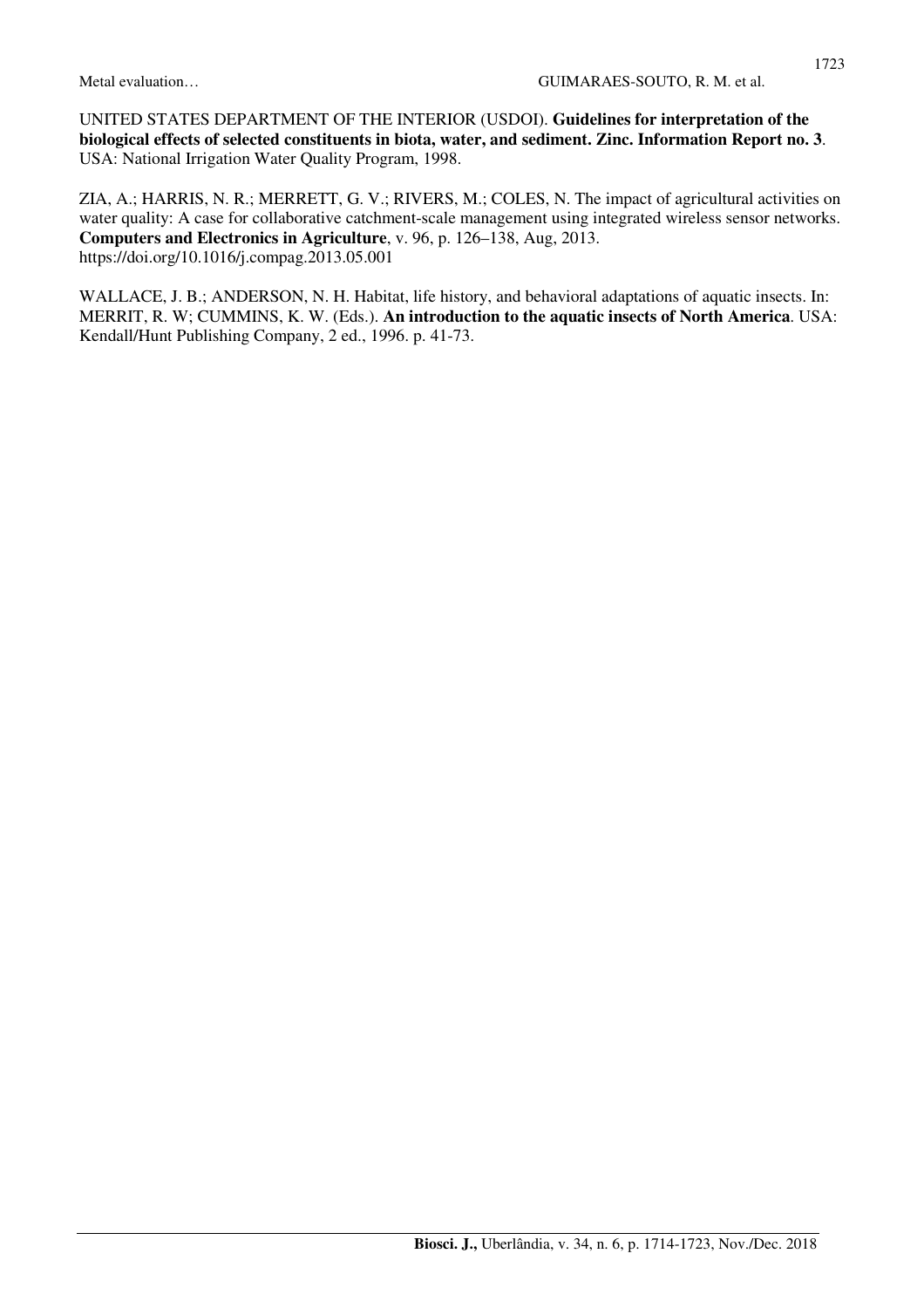UNITED STATES DEPARTMENT OF THE INTERIOR (USDOI). **Guidelines for interpretation of the biological effects of selected constituents in biota, water, and sediment. Zinc. Information Report no. 3**. USA: National Irrigation Water Quality Program, 1998.

ZIA, A.; HARRIS, N. R.; MERRETT, G. V.; RIVERS, M.; COLES, N. The impact of agricultural activities on water quality: A case for collaborative catchment-scale management using integrated wireless sensor networks. **Computers and Electronics in Agriculture**, v. 96, p. 126–138, Aug, 2013. https://doi.org/10.1016/j.compag.2013.05.001

WALLACE, J. B.; ANDERSON, N. H. Habitat, life history, and behavioral adaptations of aquatic insects. In: MERRIT, R. W; CUMMINS, K. W. (Eds.). **An introduction to the aquatic insects of North America**. USA: Kendall/Hunt Publishing Company, 2 ed., 1996. p. 41-73.